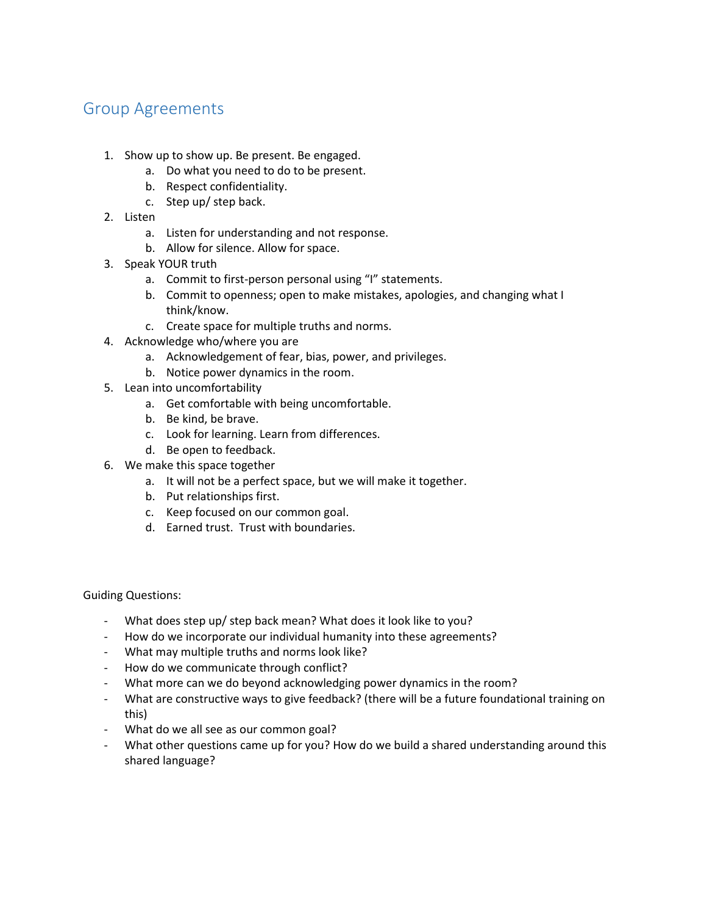# Group Agreements

1. Show up to show up. Be present. Be engaged.
    a. Do what you need to do to be present.
    b. Respect confidentiality.
    c. Step up/ step back.
2. Listen
    a. Listen for understanding and not response.
    b. Allow for silence. Allow for space.
3. Speak YOUR truth
    a. Commit to first-person personal using "I" statements.
    b. Commit to openness; open to make mistakes, apologies, and changing what I think/know.
    c. Create space for multiple truths and norms.
4. Acknowledge who/where you are
    a. Acknowledgement of fear, bias, power, and privileges.
    b. Notice power dynamics in the room.
5. Lean into uncomfortability
    a. Get comfortable with being uncomfortable.
    b. Be kind, be brave.
    c. Look for learning. Learn from differences.
    d. Be open to feedback.
6. We make this space together
    a. It will not be a perfect space, but we will make it together.
    b. Put relationships first.
    c. Keep focused on our common goal.
    d. Earned trust. Trust with boundaries.

Guiding Questions:

- What does step up/ step back mean? What does it look like to you?
- How do we incorporate our individual humanity into these agreements?
- What may multiple truths and norms look like?
- How do we communicate through conflict?
- What more can we do beyond acknowledging power dynamics in the room?
- What are constructive ways to give feedback? (there will be a future foundational training on this)
- What do we all see as our common goal?
- What other questions came up for you? How do we build a shared understanding around this shared language?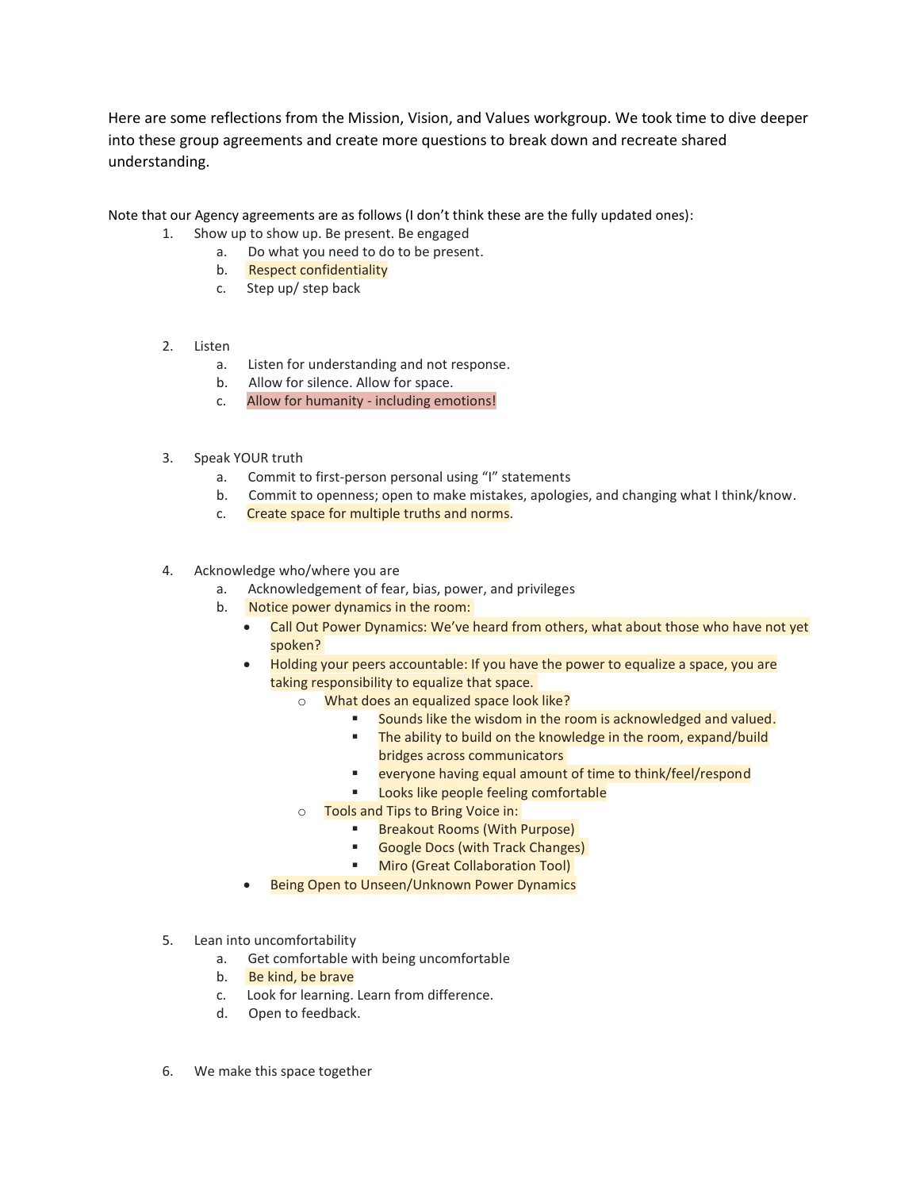Here are some reflections from the Mission, Vision, and Values workgroup. We took time to dive deeper into these group agreements and create more questions to break down and recreate shared understanding.

Note that our Agency agreements are as follows (I don't think these are the fully updated ones):

1. Show up to show up. Be present. Be engaged
    a. Do what you need to do to be present.
    b. Respect confidentiality
    c. Step up/ step back

2. Listen
    a. Listen for understanding and not response.
    b. Allow for silence. Allow for space.
    c. Allow for humanity - including emotions!

3. Speak YOUR truth
    a. Commit to first-person personal using "I" statements
    b. Commit to openness; open to make mistakes, apologies, and changing what I think/know.
    c. Create space for multiple truths and norms.

4. Acknowledge who/where you are
    a. Acknowledgement of fear, bias, power, and privileges
    b. Notice power dynamics in the room:
        - Call Out Power Dynamics: We've heard from others, what about those who have not yet spoken?
        - Holding your peers accountable: If you have the power to equalize a space, you are taking responsibility to equalize that space.
            - What does an equalized space look like?
                - Sounds like the wisdom in the room is acknowledged and valued.
                - The ability to build on the knowledge in the room, expand/build bridges across communicators
                - everyone having equal amount of time to think/feel/respond
                - Looks like people feeling comfortable
            - Tools and Tips to Bring Voice in:
                - Breakout Rooms (With Purpose)
                - Google Docs (with Track Changes)
                - Miro (Great Collaboration Tool)
        - Being Open to Unseen/Unknown Power Dynamics

5. Lean into uncomfortability
    a. Get comfortable with being uncomfortable
    b. Be kind, be brave
    c. Look for learning. Learn from difference.
    d. Open to feedback.

6. We make this space together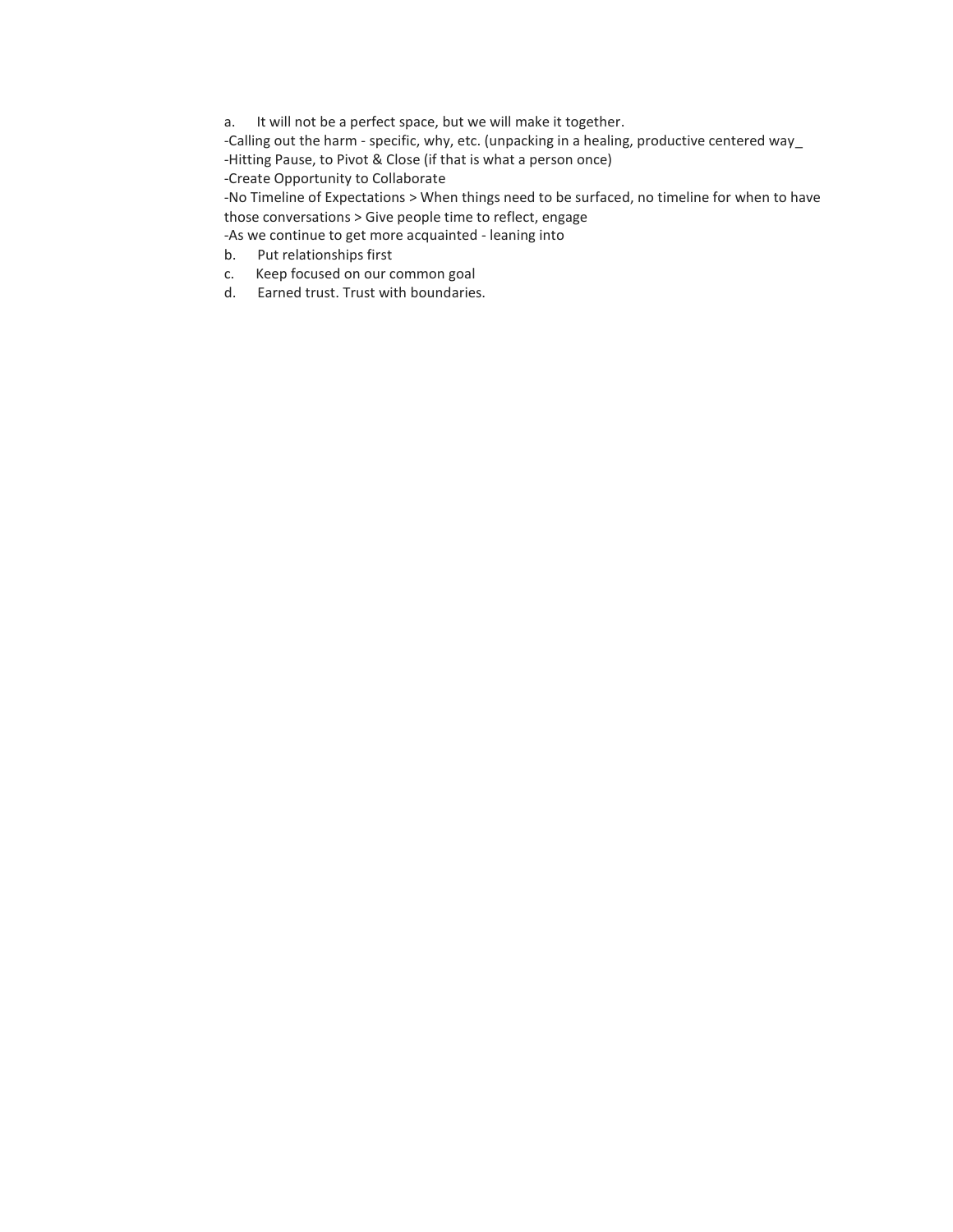a. It will not be a perfect space, but we will make it together.

-Calling out the harm - specific, why, etc. (unpacking in a healing, productive centered way_

-Hitting Pause, to Pivot & Close (if that is what a person once)

-Create Opportunity to Collaborate

-No Timeline of Expectations > When things need to be surfaced, no timeline for when to have those conversations > Give people time to reflect, engage

-As we continue to get more acquainted - leaning into

b. Put relationships first

c. Keep focused on our common goal

d. Earned trust. Trust with boundaries.